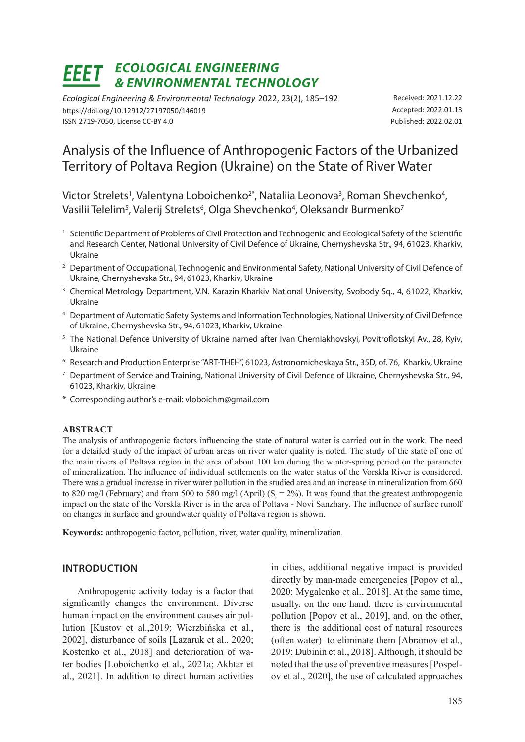# EEET ECOLOGICAL ENGINEERING & ENVIRONMENTAL TECHNOLOGY

*Ecological Engineering & Environmental Technology* 2022, 23(2), 185–192
https://doi.org/10.12912/27197050/146019
ISSN 2719-7050, License CC-BY 4.0

Received: 2021.12.22
Accepted: 2022.01.13
Published: 2022.02.01

# Analysis of the Influence of Anthropogenic Factors of the Urbanized Territory of Poltava Region (Ukraine) on the State of River Water

Victor Strelets[1], Valentyna Loboichenko[2*], Nataliia Leonova[3], Roman Shevchenko[4], Vasilii Telelim[5], Valerij Strelets[6], Olga Shevchenko[4], Oleksandr Burmenko[7]

[1] Scientific Department of Problems of Civil Protection and Technogenic and Ecological Safety of the Scientific and Research Center, National University of Civil Defence of Ukraine, Chernyshevska Str., 94, 61023, Kharkiv, Ukraine

[2] Department of Occupational, Technogenic and Environmental Safety, National University of Civil Defence of Ukraine, Chernyshevska Str., 94, 61023, Kharkiv, Ukraine

[3] Chemical Metrology Department, V.N. Karazin Kharkiv National University, Svobody Sq., 4, 61022, Kharkiv, Ukraine

[4] Department of Automatic Safety Systems and Information Technologies, National University of Civil Defence of Ukraine, Chernyshevska Str., 94, 61023, Kharkiv, Ukraine

[5] The National Defence University of Ukraine named after Ivan Cherniakhovskyi, Povitroflotskyi Av., 28, Kyiv, Ukraine

[6] Research and Production Enterprise "ART-THEH", 61023, Astronomicheskaya Str., 35D, of. 76, Kharkiv, Ukraine

[7] Department of Service and Training, National University of Civil Defence of Ukraine, Chernyshevska Str., 94, 61023, Kharkiv, Ukraine

\* Corresponding author's e-mail: vloboichm@gmail.com

## ABSTRACT

The analysis of anthropogenic factors influencing the state of natural water is carried out in the work. The need for a detailed study of the impact of urban areas on river water quality is noted. The study of the state of one of the main rivers of Poltava region in the area of about 100 km during the winter-spring period on the parameter of mineralization. The influence of individual settlements on the water status of the Vorskla River is considered. There was a gradual increase in river water pollution in the studied area and an increase in mineralization from 660 to 820 mg/l (February) and from 500 to 580 mg/l (April) ($S_r$ = 2%). It was found that the greatest anthropogenic impact on the state of the Vorskla River is in the area of Poltava - Novi Sanzhary. The influence of surface runoff on changes in surface and groundwater quality of Poltava region is shown.

**Keywords:** anthropogenic factor, pollution, river, water quality, mineralization.

## INTRODUCTION

Anthropogenic activity today is a factor that significantly changes the environment. Diverse human impact on the environment causes air pollution [Kustov et al.,2019; Wierzbińska et al., 2002], disturbance of soils [Lazaruk et al., 2020; Kostenko et al., 2018] and deterioration of water bodies [Loboichenko et al., 2021a; Akhtar et al., 2021]. In addition to direct human activities in cities, additional negative impact is provided directly by man-made emergencies [Popov et al., 2020; Mygalenko et al., 2018]. At the same time, usually, on the one hand, there is environmental pollution [Popov et al., 2019], and, on the other, there is the additional cost of natural resources (often water) to eliminate them [Abramov et al., 2019; Dubinin et al., 2018]. Although, it should be noted that the use of preventive measures [Pospelov et al., 2020], the use of calculated approaches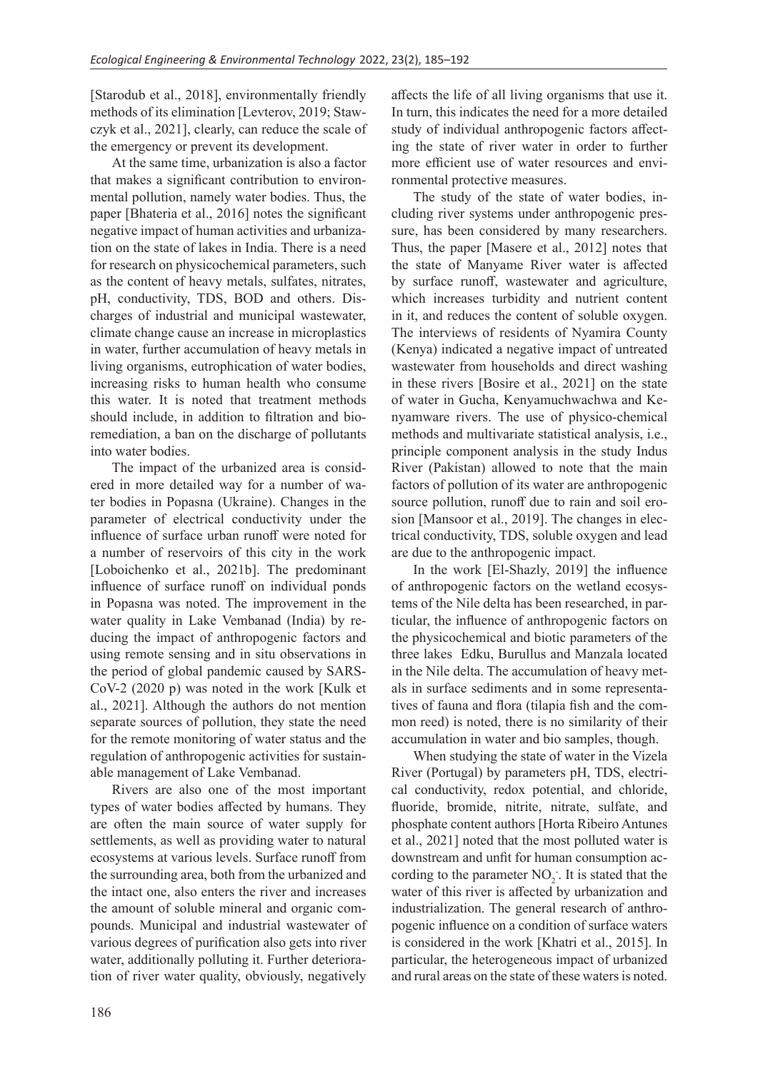[Starodub et al., 2018], environmentally friendly methods of its elimination [Levterov, 2019; Stawczyk et al., 2021], clearly, can reduce the scale of the emergency or prevent its development.

At the same time, urbanization is also a factor that makes a significant contribution to environmental pollution, namely water bodies. Thus, the paper [Bhateria et al., 2016] notes the significant negative impact of human activities and urbanization on the state of lakes in India. There is a need for research on physicochemical parameters, such as the content of heavy metals, sulfates, nitrates, pH, conductivity, TDS, BOD and others. Discharges of industrial and municipal wastewater, climate change cause an increase in microplastics in water, further accumulation of heavy metals in living organisms, eutrophication of water bodies, increasing risks to human health who consume this water. It is noted that treatment methods should include, in addition to filtration and bioremediation, a ban on the discharge of pollutants into water bodies.

The impact of the urbanized area is considered in more detailed way for a number of water bodies in Popasna (Ukraine). Changes in the parameter of electrical conductivity under the influence of surface urban runoff were noted for a number of reservoirs of this city in the work [Loboichenko et al., 2021b]. The predominant influence of surface runoff on individual ponds in Popasna was noted. The improvement in the water quality in Lake Vembanad (India) by reducing the impact of anthropogenic factors and using remote sensing and in situ observations in the period of global pandemic caused by SARS-CoV-2 (2020 p) was noted in the work [Kulk et al., 2021]. Although the authors do not mention separate sources of pollution, they state the need for the remote monitoring of water status and the regulation of anthropogenic activities for sustainable management of Lake Vembanad.

Rivers are also one of the most important types of water bodies affected by humans. They are often the main source of water supply for settlements, as well as providing water to natural ecosystems at various levels. Surface runoff from the surrounding area, both from the urbanized and the intact one, also enters the river and increases the amount of soluble mineral and organic compounds. Municipal and industrial wastewater of various degrees of purification also gets into river water, additionally polluting it. Further deterioration of river water quality, obviously, negatively affects the life of all living organisms that use it. In turn, this indicates the need for a more detailed study of individual anthropogenic factors affecting the state of river water in order to further more efficient use of water resources and environmental protective measures.

The study of the state of water bodies, including river systems under anthropogenic pressure, has been considered by many researchers. Thus, the paper [Masere et al., 2012] notes that the state of Manyame River water is affected by surface runoff, wastewater and agriculture, which increases turbidity and nutrient content in it, and reduces the content of soluble oxygen. The interviews of residents of Nyamira County (Kenya) indicated a negative impact of untreated wastewater from households and direct washing in these rivers [Bosire et al., 2021] on the state of water in Gucha, Kenyamuchwachwa and Kenyamware rivers. The use of physico-chemical methods and multivariate statistical analysis, i.e., principle component analysis in the study Indus River (Pakistan) allowed to note that the main factors of pollution of its water are anthropogenic source pollution, runoff due to rain and soil erosion [Mansoor et al., 2019]. The changes in electrical conductivity, TDS, soluble oxygen and lead are due to the anthropogenic impact.

In the work [El-Shazly, 2019] the influence of anthropogenic factors on the wetland ecosystems of the Nile delta has been researched, in particular, the influence of anthropogenic factors on the physicochemical and biotic parameters of the three lakes Edku, Burullus and Manzala located in the Nile delta. The accumulation of heavy metals in surface sediments and in some representatives of fauna and flora (tilapia fish and the common reed) is noted, there is no similarity of their accumulation in water and bio samples, though.

When studying the state of water in the Vizela River (Portugal) by parameters pH, TDS, electrical conductivity, redox potential, and chloride, fluoride, bromide, nitrite, nitrate, sulfate, and phosphate content authors [Horta Ribeiro Antunes et al., 2021] noted that the most polluted water is downstream and unfit for human consumption according to the parameter $NO_2^-$. It is stated that the water of this river is affected by urbanization and industrialization. The general research of anthropogenic influence on a condition of surface waters is considered in the work [Khatri et al., 2015]. In particular, the heterogeneous impact of urbanized and rural areas on the state of these waters is noted.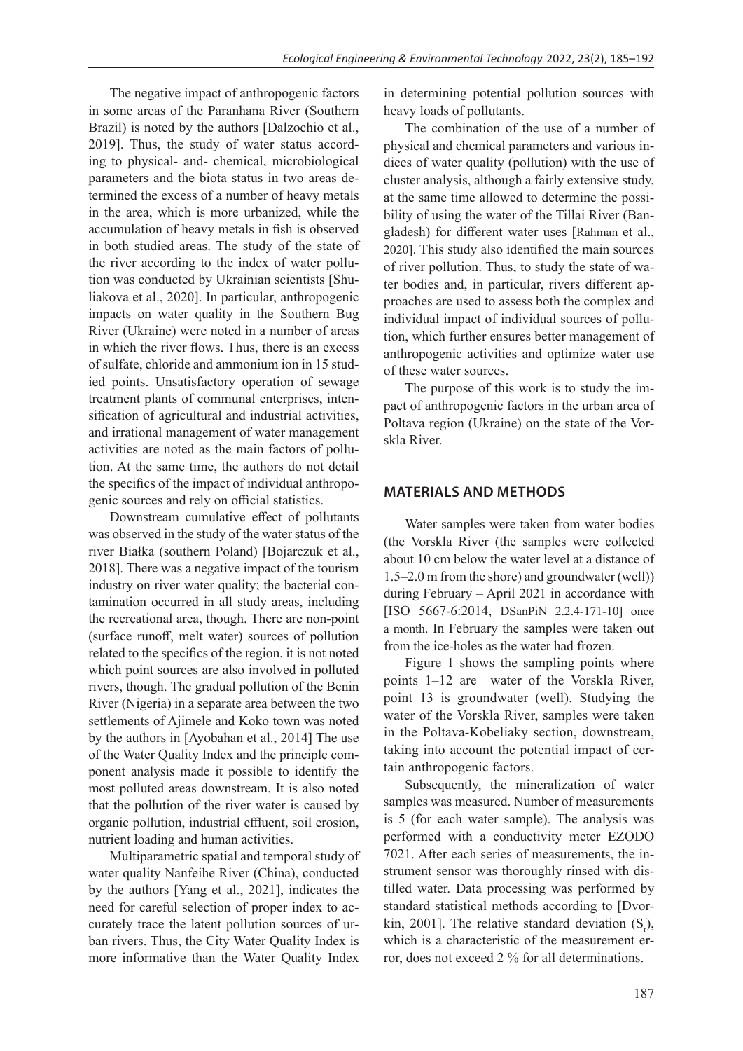The negative impact of anthropogenic factors in some areas of the Paranhana River (Southern Brazil) is noted by the authors [Dalzochio et al., 2019]. Thus, the study of water status according to physical- and- chemical, microbiological parameters and the biota status in two areas determined the excess of a number of heavy metals in the area, which is more urbanized, while the accumulation of heavy metals in fish is observed in both studied areas. The study of the state of the river according to the index of water pollution was conducted by Ukrainian scientists [Shuliakova et al., 2020]. In particular, anthropogenic impacts on water quality in the Southern Bug River (Ukraine) were noted in a number of areas in which the river flows. Thus, there is an excess of sulfate, chloride and ammonium ion in 15 studied points. Unsatisfactory operation of sewage treatment plants of communal enterprises, intensification of agricultural and industrial activities, and irrational management of water management activities are noted as the main factors of pollution. At the same time, the authors do not detail the specifics of the impact of individual anthropogenic sources and rely on official statistics.

Downstream cumulative effect of pollutants was observed in the study of the water status of the river Białka (southern Poland) [Bojarczuk et al., 2018]. There was a negative impact of the tourism industry on river water quality; the bacterial contamination occurred in all study areas, including the recreational area, though. There are non-point (surface runoff, melt water) sources of pollution related to the specifics of the region, it is not noted which point sources are also involved in polluted rivers, though. The gradual pollution of the Benin River (Nigeria) in a separate area between the two settlements of Ajimele and Koko town was noted by the authors in [Ayobahan et al., 2014] The use of the Water Quality Index and the principle component analysis made it possible to identify the most polluted areas downstream. It is also noted that the pollution of the river water is caused by organic pollution, industrial effluent, soil erosion, nutrient loading and human activities.

Multiparametric spatial and temporal study of water quality Nanfeihe River (China), conducted by the authors [Yang et al., 2021], indicates the need for careful selection of proper index to accurately trace the latent pollution sources of urban rivers. Thus, the City Water Quality Index is more informative than the Water Quality Index in determining potential pollution sources with heavy loads of pollutants.

The combination of the use of a number of physical and chemical parameters and various indices of water quality (pollution) with the use of cluster analysis, although a fairly extensive study, at the same time allowed to determine the possibility of using the water of the Tillai River (Bangladesh) for different water uses [Rahman et al., 2020]. This study also identified the main sources of river pollution. Thus, to study the state of water bodies and, in particular, rivers different approaches are used to assess both the complex and individual impact of individual sources of pollution, which further ensures better management of anthropogenic activities and optimize water use of these water sources.

The purpose of this work is to study the impact of anthropogenic factors in the urban area of Poltava region (Ukraine) on the state of the Vorskla River.

## MATERIALS AND METHODS

Water samples were taken from water bodies (the Vorskla River (the samples were collected about 10 cm below the water level at a distance of 1.5–2.0 m from the shore) and groundwater (well)) during February – April 2021 in accordance with [ISO 5667-6:2014, DSanPiN 2.2.4-171-10] once a month. In February the samples were taken out from the ice-holes as the water had frozen.

Figure 1 shows the sampling points where points 1–12 are water of the Vorskla River, point 13 is groundwater (well). Studying the water of the Vorskla River, samples were taken in the Poltava-Kobeliaky section, downstream, taking into account the potential impact of certain anthropogenic factors.

Subsequently, the mineralization of water samples was measured. Number of measurements is 5 (for each water sample). The analysis was performed with a conductivity meter EZODO 7021. After each series of measurements, the instrument sensor was thoroughly rinsed with distilled water. Data processing was performed by standard statistical methods according to [Dvorkin, 2001]. The relative standard deviation ($S_r$), which is a characteristic of the measurement error, does not exceed 2 % for all determinations.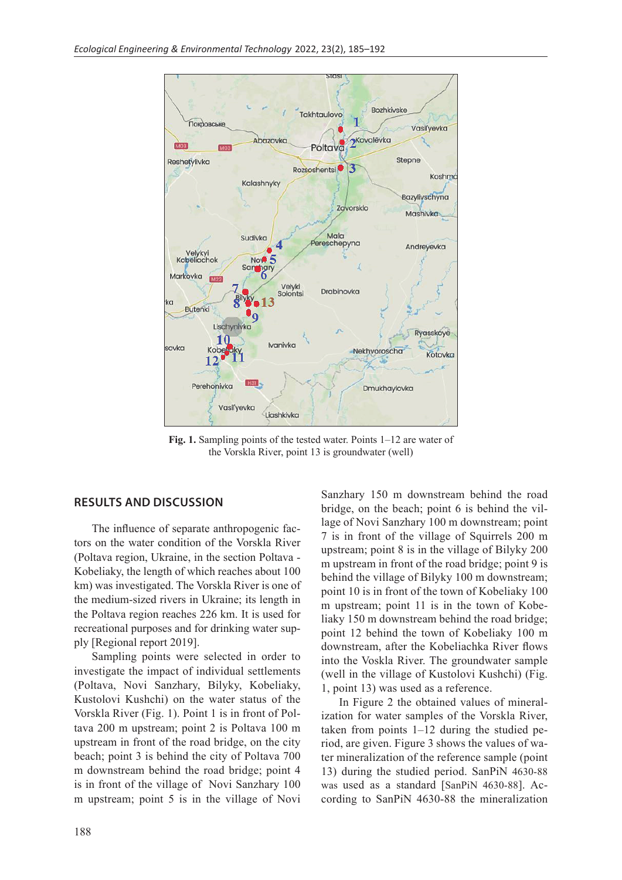Fig. 1. Sampling points of the tested water. Points 1–12 are water of the Vorskla River, point 13 is groundwater (well)

## RESULTS AND DISCUSSION

The influence of separate anthropogenic factors on the water condition of the Vorskla River (Poltava region, Ukraine, in the section Poltava - Kobeliaky, the length of which reaches about 100 km) was investigated. The Vorskla River is one of the medium-sized rivers in Ukraine; its length in the Poltava region reaches 226 km. It is used for recreational purposes and for drinking water supply [Regional report 2019].

Sampling points were selected in order to investigate the impact of individual settlements (Poltava, Novi Sanzhary, Bilyky, Kobeliaky, Kustolovi Kushchi) on the water status of the Vorskla River (Fig. 1). Point 1 is in front of Poltava 200 m upstream; point 2 is Poltava 100 m upstream in front of the road bridge, on the city beach; point 3 is behind the city of Poltava 700 m downstream behind the road bridge; point 4 is in front of the village of Novi Sanzhary 100 m upstream; point 5 is in the village of Novi Sanzhary 150 m downstream behind the road bridge, on the beach; point 6 is behind the village of Novi Sanzhary 100 m downstream; point 7 is in front of the village of Squirrels 200 m upstream; point 8 is in the village of Bilyky 200 m upstream in front of the road bridge; point 9 is behind the village of Bilyky 100 m downstream; point 10 is in front of the town of Kobeliaky 100 m upstream; point 11 is in the town of Kobeliaky 150 m downstream behind the road bridge; point 12 behind the town of Kobeliaky 100 m downstream, after the Kobeliachka River flows into the Voskla River. The groundwater sample (well in the village of Kustolovi Kushchi) (Fig. 1, point 13) was used as a reference.

In Figure 2 the obtained values of mineralization for water samples of the Vorskla River, taken from points 1–12 during the studied period, are given. Figure 3 shows the values of water mineralization of the reference sample (point 13) during the studied period. SanPiN 4630-88 was used as a standard [SanPiN 4630-88]. According to SanPiN 4630-88 the mineralization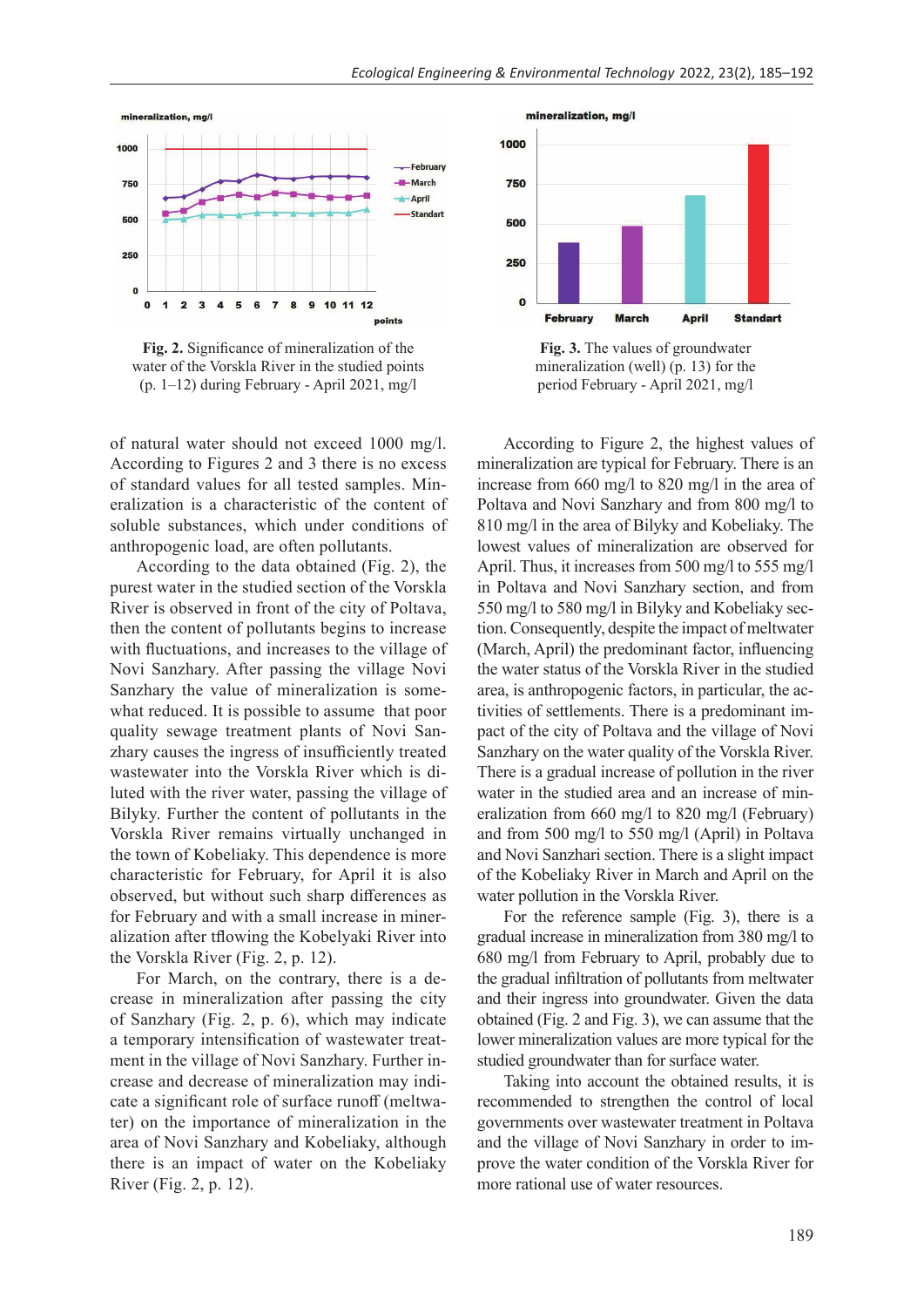Fig. 2. Significance of mineralization of the water of the Vorskla River in the studied points (p. 1–12) during February - April 2021, mg/l

Fig. 3. The values of groundwater mineralization (well) (p. 13) for the period February - April 2021, mg/l

of natural water should not exceed 1000 mg/l. According to Figures 2 and 3 there is no excess of standard values for all tested samples. Mineralization is a characteristic of the content of soluble substances, which under conditions of anthropogenic load, are often pollutants.

According to the data obtained (Fig. 2), the purest water in the studied section of the Vorskla River is observed in front of the city of Poltava, then the content of pollutants begins to increase with fluctuations, and increases to the village of Novi Sanzhary. After passing the village Novi Sanzhary the value of mineralization is somewhat reduced. It is possible to assume that poor quality sewage treatment plants of Novi Sanzhary causes the ingress of insufficiently treated wastewater into the Vorskla River which is diluted with the river water, passing the village of Bilyky. Further the content of pollutants in the Vorskla River remains virtually unchanged in the town of Kobeliaky. This dependence is more characteristic for February, for April it is also observed, but without such sharp differences as for February and with a small increase in mineralization after tflowing the Kobelyaki River into the Vorskla River (Fig. 2, p. 12).

For March, on the contrary, there is a decrease in mineralization after passing the city of Sanzhary (Fig. 2, p. 6), which may indicate a temporary intensification of wastewater treatment in the village of Novi Sanzhary. Further increase and decrease of mineralization may indicate a significant role of surface runoff (meltwater) on the importance of mineralization in the area of Novi Sanzhary and Kobeliaky, although there is an impact of water on the Kobeliaky River (Fig. 2, p. 12).

According to Figure 2, the highest values of mineralization are typical for February. There is an increase from 660 mg/l to 820 mg/l in the area of Poltava and Novi Sanzhary and from 800 mg/l to 810 mg/l in the area of Bilyky and Kobeliaky. The lowest values of mineralization are observed for April. Thus, it increases from 500 mg/l to 555 mg/l in Poltava and Novi Sanzhary section, and from 550 mg/l to 580 mg/l in Bilyky and Kobeliaky section. Consequently, despite the impact of meltwater (March, April) the predominant factor, influencing the water status of the Vorskla River in the studied area, is anthropogenic factors, in particular, the activities of settlements. There is a predominant impact of the city of Poltava and the village of Novi Sanzhary on the water quality of the Vorskla River. There is a gradual increase of pollution in the river water in the studied area and an increase of mineralization from 660 mg/l to 820 mg/l (February) and from 500 mg/l to 550 mg/l (April) in Poltava and Novi Sanzhari section. There is a slight impact of the Kobeliaky River in March and April on the water pollution in the Vorskla River.

For the reference sample (Fig. 3), there is a gradual increase in mineralization from 380 mg/l to 680 mg/l from February to April, probably due to the gradual infiltration of pollutants from meltwater and their ingress into groundwater. Given the data obtained (Fig. 2 and Fig. 3), we can assume that the lower mineralization values are more typical for the studied groundwater than for surface water.

Taking into account the obtained results, it is recommended to strengthen the control of local governments over wastewater treatment in Poltava and the village of Novi Sanzhary in order to improve the water condition of the Vorskla River for more rational use of water resources.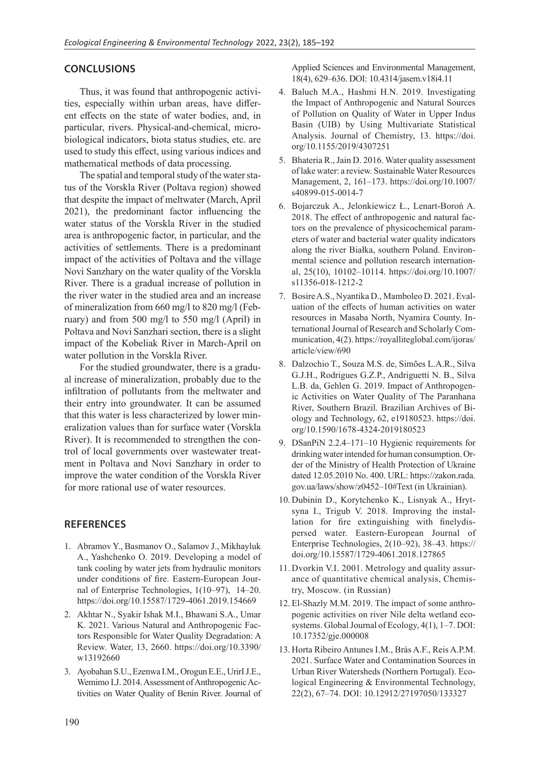## CONCLUSIONS

Thus, it was found that anthropogenic activities, especially within urban areas, have different effects on the state of water bodies, and, in particular, rivers. Physical-and-chemical, microbiological indicators, biota status studies, etc. are used to study this effect, using various indices and mathematical methods of data processing.

The spatial and temporal study of the water status of the Vorskla River (Poltava region) showed that despite the impact of meltwater (March, April 2021), the predominant factor influencing the water status of the Vorskla River in the studied area is anthropogenic factor, in particular, and the activities of settlements. There is a predominant impact of the activities of Poltava and the village Novi Sanzhary on the water quality of the Vorskla River. There is a gradual increase of pollution in the river water in the studied area and an increase of mineralization from 660 mg/l to 820 mg/l (February) and from 500 mg/l to 550 mg/l (April) in Poltava and Novi Sanzhari section, there is a slight impact of the Kobeliak River in March-April on water pollution in the Vorskla River.

For the studied groundwater, there is a gradual increase of mineralization, probably due to the infiltration of pollutants from the meltwater and their entry into groundwater. It can be assumed that this water is less characterized by lower mineralization values than for surface water (Vorskla River). It is recommended to strengthen the control of local governments over wastewater treatment in Poltava and Novi Sanzhary in order to improve the water condition of the Vorskla River for more rational use of water resources.

## REFERENCES

1. Abramov Y., Basmanov O., Salamov J., Mikhayluk A., Yashchenko O. 2019. Developing a model of tank cooling by water jets from hydraulic monitors under conditions of fire. Eastern-European Journal of Enterprise Technologies, 1(10–97), 14–20. https://doi.org/10.15587/1729-4061.2019.154669
2. Akhtar N., Syakir Ishak M.I., Bhawani S.A., Umar K. 2021. Various Natural and Anthropogenic Factors Responsible for Water Quality Degradation: A Review. Water, 13, 2660. https://doi.org/10.3390/w13192660
3. Ayobahan S.U., Ezenwa I.M., Orogun E.E., UrirI J.E., Wemimo I.J. 2014. Assessment of Anthropogenic Activities on Water Quality of Benin River. Journal of Applied Sciences and Environmental Management, 18(4), 629–636. DOI: 10.4314/jasem.v18i4.11
4. Baluch M.A., Hashmi H.N. 2019. Investigating the Impact of Anthropogenic and Natural Sources of Pollution on Quality of Water in Upper Indus Basin (UIB) by Using Multivariate Statistical Analysis. Journal of Chemistry, 13. https://doi.org/10.1155/2019/4307251
5. Bhateria R., Jain D. 2016. Water quality assessment of lake water: a review. Sustainable Water Resources Management, 2, 161–173. https://doi.org/10.1007/s40899-015-0014-7
6. Bojarczuk A., Jelonkiewicz Ł., Lenart-Boroń A. 2018. The effect of anthropogenic and natural factors on the prevalence of physicochemical parameters of water and bacterial water quality indicators along the river Białka, southern Poland. Environmental science and pollution research international, 25(10), 10102–10114. https://doi.org/10.1007/s11356-018-1212-2
7. Bosire A.S., Nyantika D., Mamboleo D. 2021. Evaluation of the effects of human activities on water resources in Masaba North, Nyamira County. International Journal of Research and Scholarly Communication, 4(2). https://royalliteglobal.com/ijoras/article/view/690
8. Dalzochio T., Souza M.S. de, Simões L.A.R., Silva G.J.H., Rodrigues G.Z.P., Andriguetti N. B., Silva L.B. da, Gehlen G. 2019. Impact of Anthropogenic Activities on Water Quality of The Paranhana River, Southern Brazil. Brazilian Archives of Biology and Technology, 62, e19180523. https://doi.org/10.1590/1678-4324-2019180523
9. DSanPiN 2.2.4–171–10 Hygienic requirements for drinking water intended for human consumption. Order of the Ministry of Health Protection of Ukraine dated 12.05.2010 No. 400. URL: https://zakon.rada.gov.ua/laws/show/z0452–10#Text (in Ukrainian).
10. Dubinin D., Korytchenko K., Lisnyak A., Hrytsyna I., Trigub V. 2018. Improving the installation for fire extinguishing with finelydispersed water. Eastern-European Journal of Enterprise Technologies, 2(10–92), 38–43. https://doi.org/10.15587/1729-4061.2018.127865
11. Dvorkin V.I. 2001. Metrology and quality assurance of quantitative chemical analysis, Chemistry, Moscow. (in Russian)
12. El-Shazly M.M. 2019. The impact of some anthropogenic activities on river Nile delta wetland ecosystems. Global Journal of Ecology, 4(1), 1–7. DOI: 10.17352/gje.000008
13. Horta Ribeiro Antunes I.M., Brás A.F., Reis A.P.M. 2021. Surface Water and Contamination Sources in Urban River Watersheds (Northern Portugal). Ecological Engineering & Environmental Technology, 22(2), 67–74. DOI: 10.12912/27197050/133327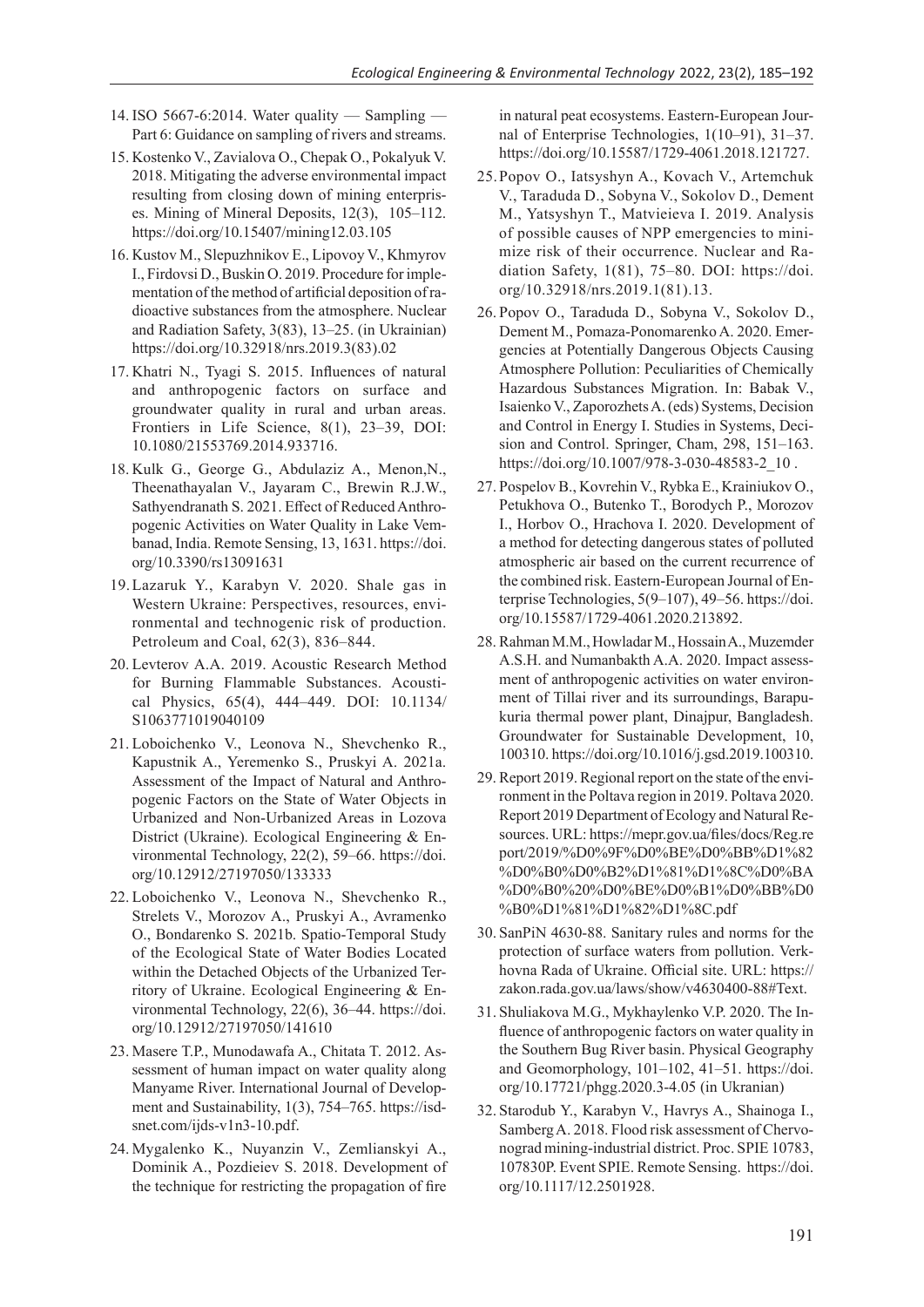14. ISO 5667-6:2014. Water quality — Sampling — Part 6: Guidance on sampling of rivers and streams.
15. Kostenko V., Zavialova O., Chepak O., Pokalyuk V. 2018. Mitigating the adverse environmental impact resulting from closing down of mining enterprises. Mining of Mineral Deposits, 12(3), 105–112. https://doi.org/10.15407/mining12.03.105
16. Kustov M., Slepuzhnikov E., Lipovoy V., Khmyrov I., Firdovsi D., Buskin O. 2019. Procedure for implementation of the method of artificial deposition of radioactive substances from the atmosphere. Nuclear and Radiation Safety, 3(83), 13–25. (in Ukrainian) https://doi.org/10.32918/nrs.2019.3(83).02
17. Khatri N., Tyagi S. 2015. Influences of natural and anthropogenic factors on surface and groundwater quality in rural and urban areas. Frontiers in Life Science, 8(1), 23–39, DOI: 10.1080/21553769.2014.933716.
18. Kulk G., George G., Abdulaziz A., Menon,N., Theenathayalan V., Jayaram C., Brewin R.J.W., Sathyendranath S. 2021. Effect of Reduced Anthropogenic Activities on Water Quality in Lake Vembanad, India. Remote Sensing, 13, 1631. https://doi.org/10.3390/rs13091631
19. Lazaruk Y., Karabyn V. 2020. Shale gas in Western Ukraine: Perspectives, resources, environmental and technogenic risk of production. Petroleum and Coal, 62(3), 836–844.
20. Levterov A.A. 2019. Acoustic Research Method for Burning Flammable Substances. Acoustical Physics, 65(4), 444–449. DOI: 10.1134/S1063771019040109
21. Loboichenko V., Leonova N., Shevchenko R., Kapustnik A., Yeremenko S., Pruskyi A. 2021a. Assessment of the Impact of Natural and Anthropogenic Factors on the State of Water Objects in Urbanized and Non-Urbanized Areas in Lozova District (Ukraine). Ecological Engineering & Environmental Technology, 22(2), 59–66. https://doi.org/10.12912/27197050/133333
22. Loboichenko V., Leonova N., Shevchenko R., Strelets V., Morozov A., Pruskyi A., Avramenko O., Bondarenko S. 2021b. Spatio-Temporal Study of the Ecological State of Water Bodies Located within the Detached Objects of the Urbanized Territory of Ukraine. Ecological Engineering & Environmental Technology, 22(6), 36–44. https://doi.org/10.12912/27197050/141610
23. Masere T.P., Munodawafa A., Chitata T. 2012. Assessment of human impact on water quality along Manyame River. International Journal of Development and Sustainability, 1(3), 754–765. https://isdsnet.com/ijds-v1n3-10.pdf.
24. Mygalenko K., Nuyanzin V., Zemlianskyi A., Dominik A., Pozdieiev S. 2018. Development of the technique for restricting the propagation of fire in natural peat ecosystems. Eastern-European Journal of Enterprise Technologies, 1(10–91), 31–37. https://doi.org/10.15587/1729-4061.2018.121727.
25. Popov O., Iatsyshyn A., Kovach V., Artemchuk V., Taraduda D., Sobyna V., Sokolov D., Dement M., Yatsyshyn T., Matvieieva I. 2019. Analysis of possible causes of NPP emergencies to minimize risk of their occurrence. Nuclear and Radiation Safety, 1(81), 75–80. DOI: https://doi.org/10.32918/nrs.2019.1(81).13.
26. Popov O., Taraduda D., Sobyna V., Sokolov D., Dement M., Pomaza-Ponomarenko A. 2020. Emergencies at Potentially Dangerous Objects Causing Atmosphere Pollution: Peculiarities of Chemically Hazardous Substances Migration. In: Babak V., Isaienko V., Zaporozhets A. (eds) Systems, Decision and Control in Energy I. Studies in Systems, Decision and Control. Springer, Cham, 298, 151–163. https://doi.org/10.1007/978-3-030-48583-2_10 .
27. Pospelov B., Kovrehin V., Rybka E., Krainiukov O., Petukhova O., Butenko T., Borodych P., Morozov I., Horbov O., Hrachova I. 2020. Development of a method for detecting dangerous states of polluted atmospheric air based on the current recurrence of the combined risk. Eastern-European Journal of Enterprise Technologies, 5(9–107), 49–56. https://doi.org/10.15587/1729-4061.2020.213892.
28. Rahman M.M., Howladar M., Hossain A., Muzemder A.S.H. and Numanbakth A.A. 2020. Impact assessment of anthropogenic activities on water environment of Tillai river and its surroundings, Barapukuria thermal power plant, Dinajpur, Bangladesh. Groundwater for Sustainable Development, 10, 100310. https://doi.org/10.1016/j.gsd.2019.100310.
29. Report 2019. Regional report on the state of the environment in the Poltava region in 2019. Poltava 2020. Report 2019 Department of Ecology and Natural Resources. URL: https://mepr.gov.ua/files/docs/Reg.report/2019/%D0%9F%D0%BE%D0%BB%D1%82%D0%B0%D0%B2%D1%81%D1%8C%D0%BA%D0%B0%20%D0%BE%D0%B1%D0%BB%D0%B0%D1%81%D1%82%D1%8C.pdf
30. SanPiN 4630-88. Sanitary rules and norms for the protection of surface waters from pollution. Verkhovna Rada of Ukraine. Official site. URL: https://zakon.rada.gov.ua/laws/show/v4630400-88#Text.
31. Shuliakova M.G., Mykhaylenko V.P. 2020. The Influence of anthropogenic factors on water quality in the Southern Bug River basin. Physical Geography and Geomorphology, 101–102, 41–51. https://doi.org/10.17721/phgg.2020.3-4.05 (in Ukranian)
32. Starodub Y., Karabyn V., Havrys A., Shainoga I., Samberg A. 2018. Flood risk assessment of Chervonograd mining-industrial district. Proc. SPIE 10783, 107830P. Event SPIE. Remote Sensing. https://doi.org/10.1117/12.2501928.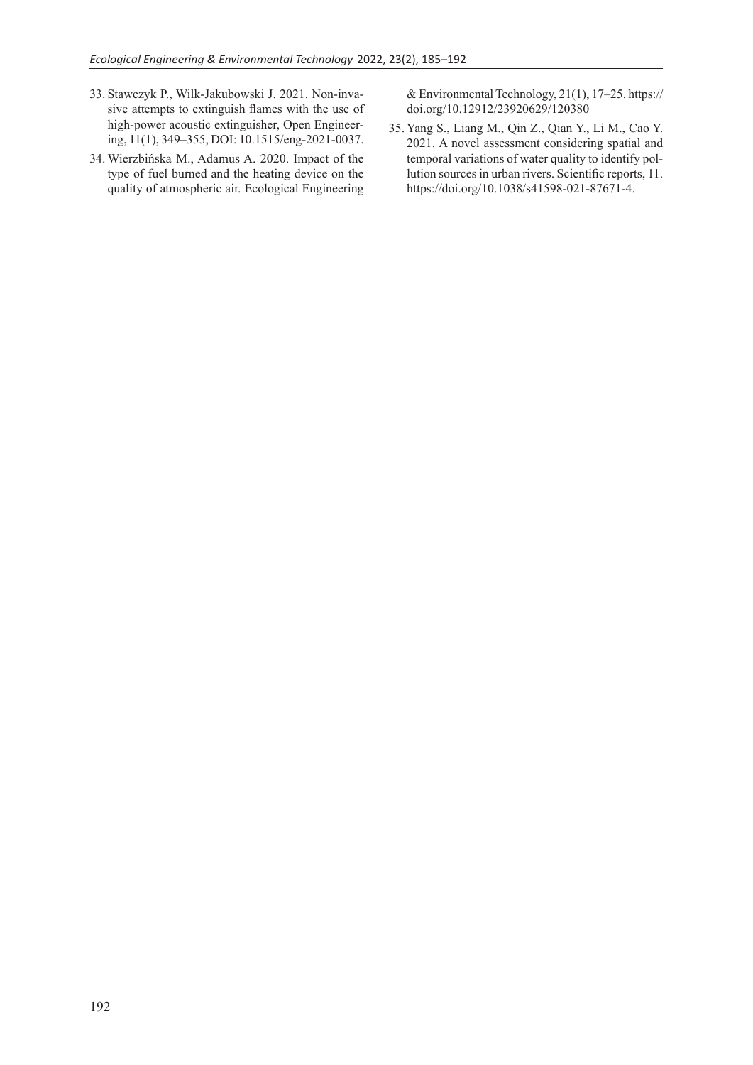33. Stawczyk P., Wilk-Jakubowski J. 2021. Non-invasive attempts to extinguish flames with the use of high-power acoustic extinguisher, Open Engineering, 11(1), 349–355, DOI: 10.1515/eng-2021-0037.
34. Wierzbińska M., Adamus A. 2020. Impact of the type of fuel burned and the heating device on the quality of atmospheric air. Ecological Engineering & Environmental Technology, 21(1), 17–25. https://doi.org/10.12912/23920629/120380
35. Yang S., Liang M., Qin Z., Qian Y., Li M., Cao Y. 2021. A novel assessment considering spatial and temporal variations of water quality to identify pollution sources in urban rivers. Scientific reports, 11. https://doi.org/10.1038/s41598-021-87671-4.